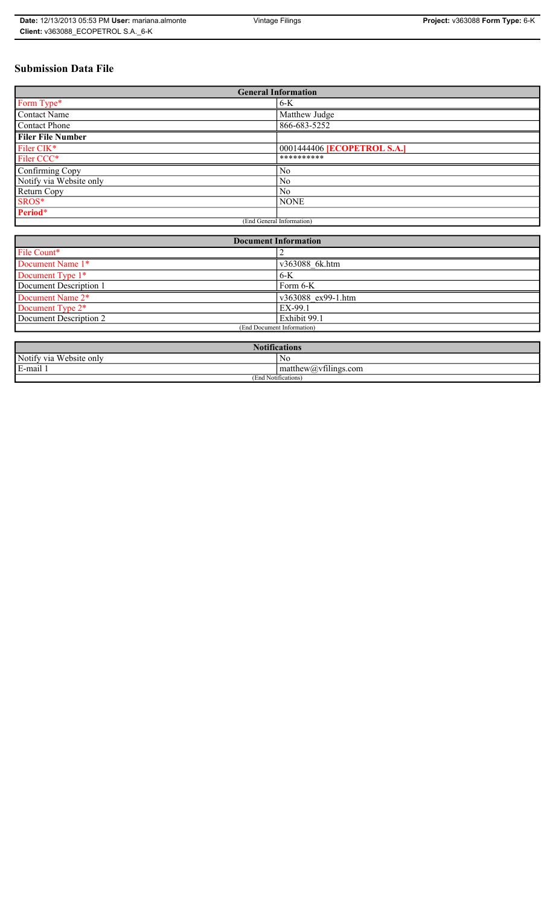# Submission Data File

| General Information | |
|---|---|
| Form Type* | 6-K |
| Contact Name | Matthew Judge |
| Contact Phone | 866-683-5252 |
| **Filer File Number** | |
| Filer CIK* | 0001444406 **[ECOPETROL S.A.]** |
| Filer CCC* | ********** |
| Confirming Copy | No |
| Notify via Website only | No |
| Return Copy | No |
| SROS* | NONE |
| **Period*** | |
| (End General Information) | |

| Document Information | |
|---|---|
| File Count* | 2 |
| Document Name 1* | v363088_6k.htm |
| Document Type 1* | 6-K |
| Document Description 1 | Form 6-K |
| Document Name 2* | v363088_ex99-1.htm |
| Document Type 2* | EX-99.1 |
| Document Description 2 | Exhibit 99.1 |
| (End Document Information) | |

| Notifications | |
|---|---|
| Notify via Website only | No |
| E-mail 1 | matthew@vfilings.com |
| (End Notifications) | |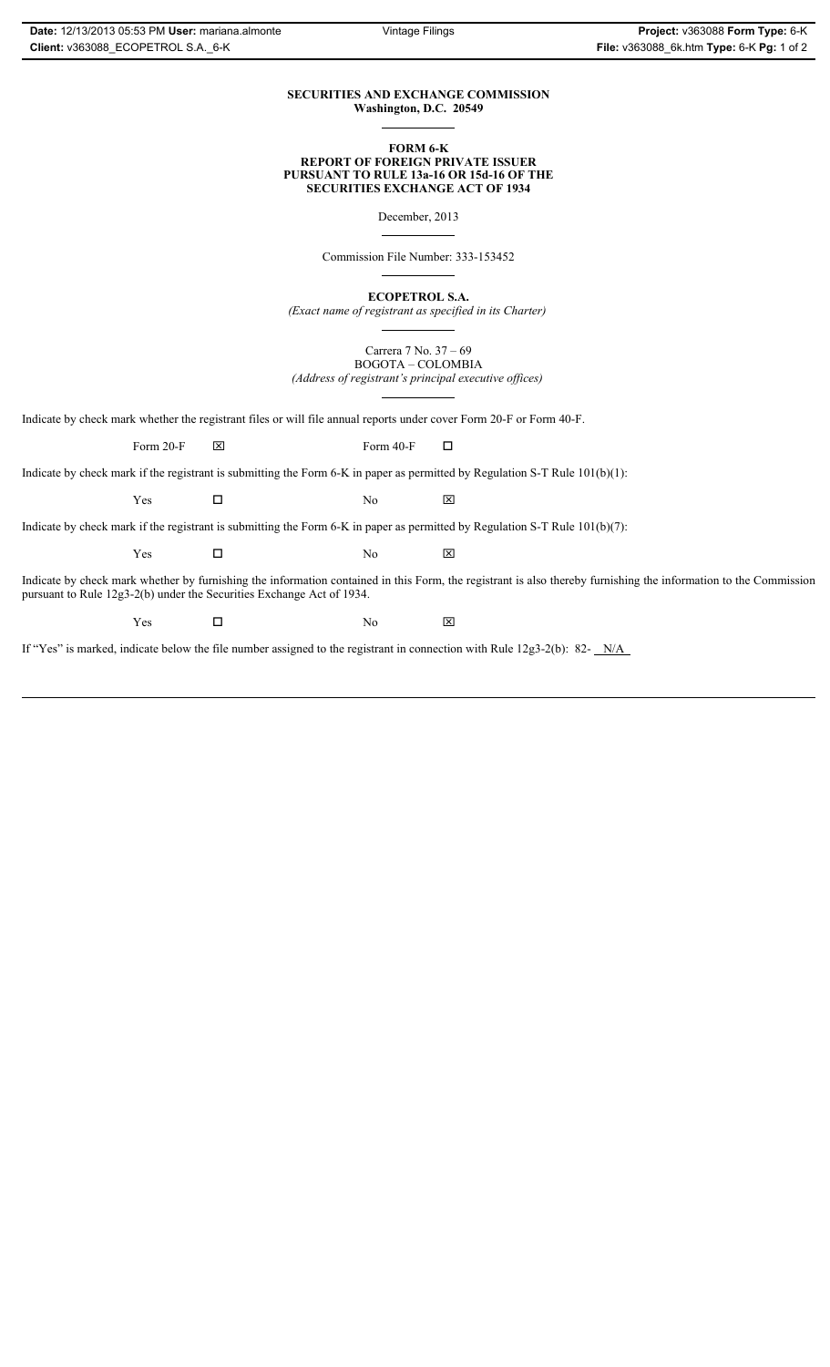**SECURITIES AND EXCHANGE COMMISSION**
**Washington, D.C. 20549**

---

**FORM 6-K**
**REPORT OF FOREIGN PRIVATE ISSUER**
**PURSUANT TO RULE 13a-16 OR 15d-16 OF THE**
**SECURITIES EXCHANGE ACT OF 1934**

December, 2013

---

Commission File Number: 333-153452

---

**ECOPETROL S.A.**
*(Exact name of registrant as specified in its Charter)*

---

Carrera 7 No. 37 – 69
BOGOTA – COLOMBIA
*(Address of registrant's principal executive offices)*

---

Indicate by check mark whether the registrant files or will file annual reports under cover Form 20-F or Form 40-F.

Form 20-F ☒ Form 40-F ☐

Indicate by check mark if the registrant is submitting the Form 6-K in paper as permitted by Regulation S-T Rule 101(b)(1):

Yes ☐ No ☒

Indicate by check mark if the registrant is submitting the Form 6-K in paper as permitted by Regulation S-T Rule 101(b)(7):

Yes ☐ No ☒

Indicate by check mark whether by furnishing the information contained in this Form, the registrant is also thereby furnishing the information to the Commission pursuant to Rule 12g3-2(b) under the Securities Exchange Act of 1934.

Yes ☐ No ☒

If "Yes" is marked, indicate below the file number assigned to the registrant in connection with Rule 12g3-2(b): 82- N/A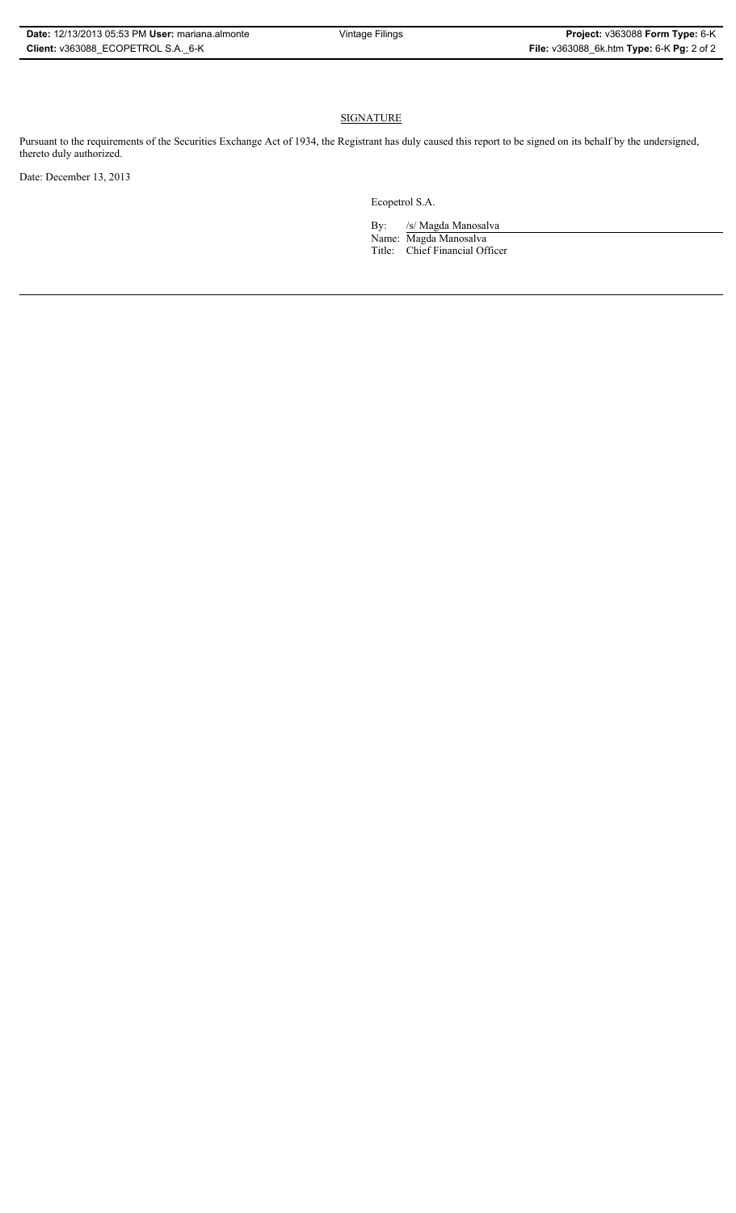# SIGNATURE

Pursuant to the requirements of the Securities Exchange Act of 1934, the Registrant has duly caused this report to be signed on its behalf by the undersigned, thereto duly authorized.

Date: December 13, 2013

Ecopetrol S.A.

By: /s/ Magda Manosalva

Name: Magda Manosalva

Title: Chief Financial Officer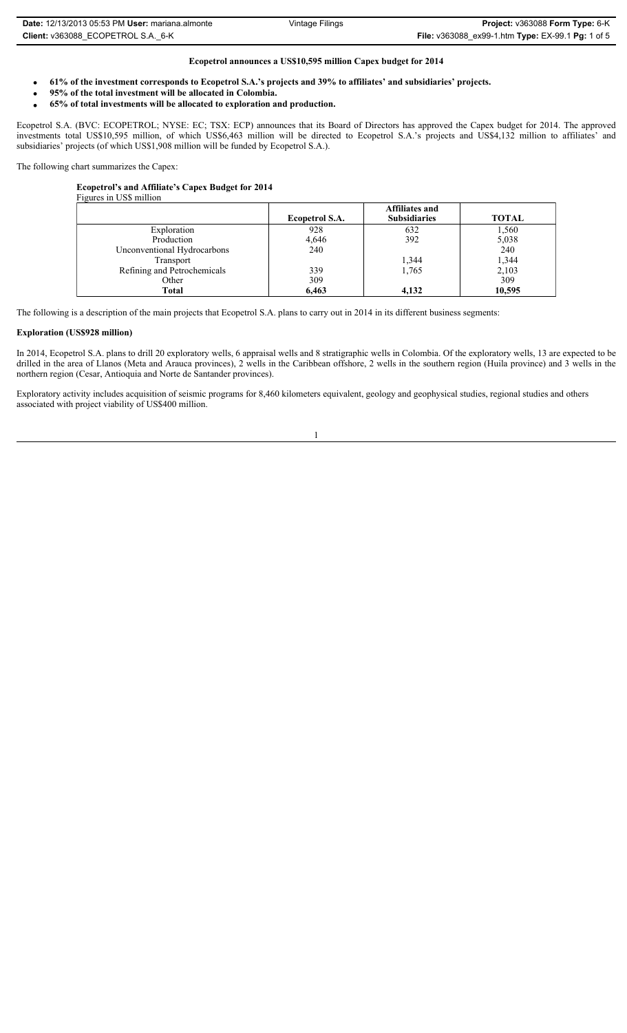**Ecopetrol announces a US$10,595 million Capex budget for 2014**

- **61% of the investment corresponds to Ecopetrol S.A.'s projects and 39% to affiliates' and subsidiaries' projects.**
- **95% of the total investment will be allocated in Colombia.**
- **65% of total investments will be allocated to exploration and production.**

Ecopetrol S.A. (BVC: ECOPETROL; NYSE: EC; TSX: ECP) announces that its Board of Directors has approved the Capex budget for 2014. The approved investments total US$10,595 million, of which US$6,463 million will be directed to Ecopetrol S.A.'s projects and US$4,132 million to affiliates' and subsidiaries' projects (of which US$1,908 million will be funded by Ecopetrol S.A.).

The following chart summarizes the Capex:

**Ecopetrol's and Affiliate's Capex Budget for 2014**

Figures in US$ million

| | **Ecopetrol S.A.** | **Affiliates and Subsidiaries** | **TOTAL** |
|---|---|---|---|
| Exploration | 928 | 632 | 1,560 |
| Production | 4,646 | 392 | 5,038 |
| Unconventional Hydrocarbons | 240 | | 240 |
| Transport | | 1,344 | 1,344 |
| Refining and Petrochemicals | 339 | 1,765 | 2,103 |
| Other | 309 | | 309 |
| **Total** | **6,463** | **4,132** | **10,595** |

The following is a description of the main projects that Ecopetrol S.A. plans to carry out in 2014 in its different business segments:

**Exploration (US$928 million)**

In 2014, Ecopetrol S.A. plans to drill 20 exploratory wells, 6 appraisal wells and 8 stratigraphic wells in Colombia. Of the exploratory wells, 13 are expected to be drilled in the area of Llanos (Meta and Arauca provinces), 2 wells in the Caribbean offshore, 2 wells in the southern region (Huila province) and 3 wells in the northern region (Cesar, Antioquia and Norte de Santander provinces).

Exploratory activity includes acquisition of seismic programs for 8,460 kilometers equivalent, geology and geophysical studies, regional studies and others associated with project viability of US$400 million.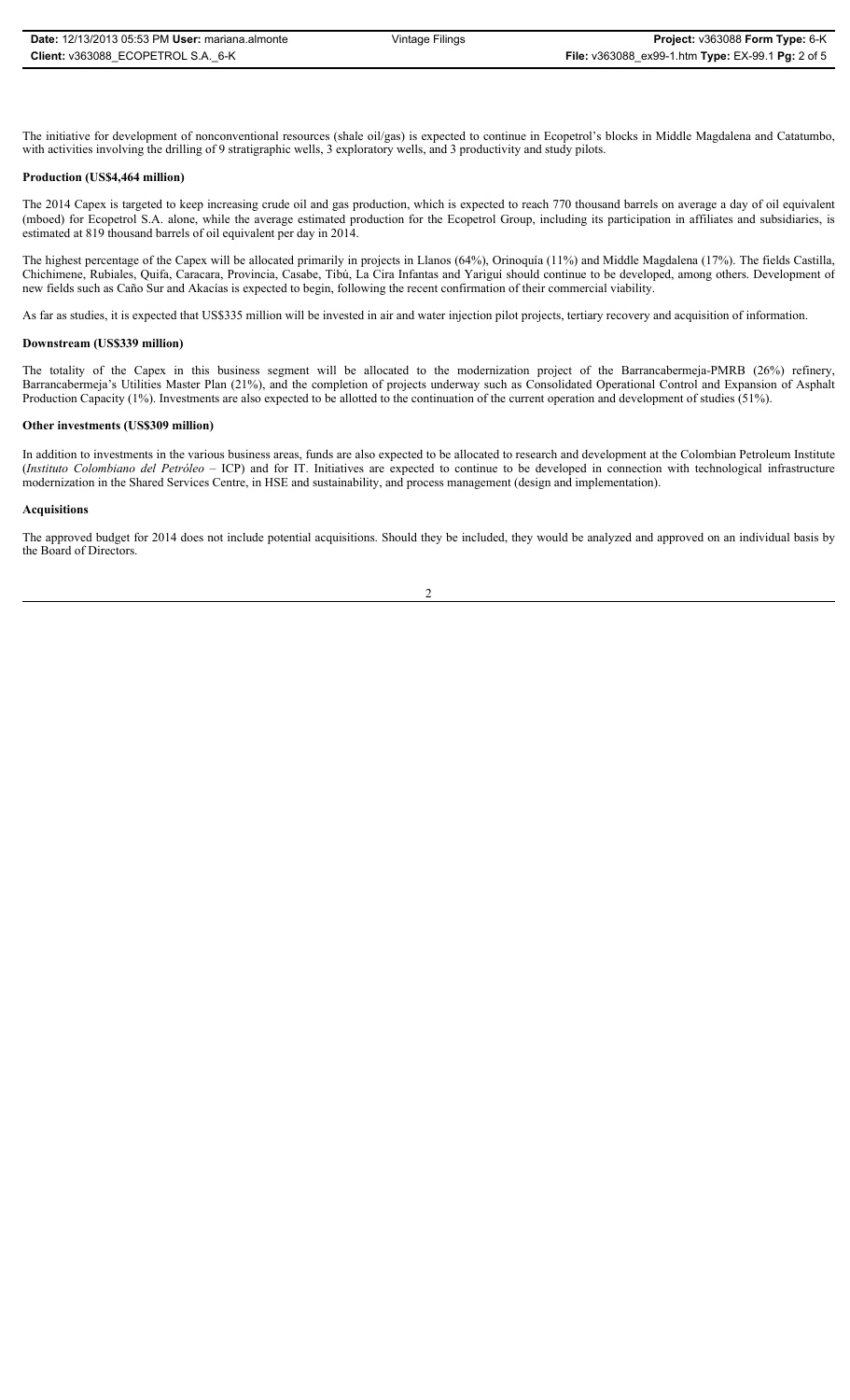The initiative for development of nonconventional resources (shale oil/gas) is expected to continue in Ecopetrol's blocks in Middle Magdalena and Catatumbo, with activities involving the drilling of 9 stratigraphic wells, 3 exploratory wells, and 3 productivity and study pilots.

**Production (US$4,464 million)**

The 2014 Capex is targeted to keep increasing crude oil and gas production, which is expected to reach 770 thousand barrels on average a day of oil equivalent (mboed) for Ecopetrol S.A. alone, while the average estimated production for the Ecopetrol Group, including its participation in affiliates and subsidiaries, is estimated at 819 thousand barrels of oil equivalent per day in 2014.

The highest percentage of the Capex will be allocated primarily in projects in Llanos (64%), Orinoquía (11%) and Middle Magdalena (17%). The fields Castilla, Chichimene, Rubiales, Quifa, Caracara, Provincia, Casabe, Tibú, La Cira Infantas and Yariguí should continue to be developed, among others. Development of new fields such as Caño Sur and Akacías is expected to begin, following the recent confirmation of their commercial viability.

As far as studies, it is expected that US$335 million will be invested in air and water injection pilot projects, tertiary recovery and acquisition of information.

**Downstream (US$339 million)**

The totality of the Capex in this business segment will be allocated to the modernization project of the Barrancabermeja-PMRB (26%) refinery, Barrancabermeja's Utilities Master Plan (21%), and the completion of projects underway such as Consolidated Operational Control and Expansion of Asphalt Production Capacity (1%). Investments are also expected to be allotted to the continuation of the current operation and development of studies (51%).

**Other investments (US$309 million)**

In addition to investments in the various business areas, funds are also expected to be allocated to research and development at the Colombian Petroleum Institute (*Instituto Colombiano del Petróleo* – ICP) and for IT. Initiatives are expected to continue to be developed in connection with technological infrastructure modernization in the Shared Services Centre, in HSE and sustainability, and process management (design and implementation).

**Acquisitions**

The approved budget for 2014 does not include potential acquisitions. Should they be included, they would be analyzed and approved on an individual basis by the Board of Directors.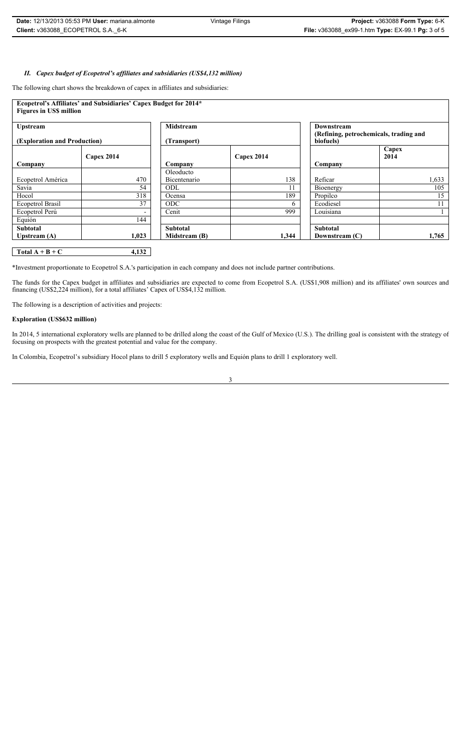### *II. Capex budget of Ecopetrol's affiliates and subsidiaries (US$4,132 million)*

The following chart shows the breakdown of capex in affiliates and subsidiaries:

**Ecopetrol's Affiliates' and Subsidiaries' Capex Budget for 2014***
**Figures in US$ million**

| **Upstream (Exploration and Production)** | | **Midstream (Transport)** | | **Downstream (Refining, petrochemicals, trading and biofuels)** | |
|---|---|---|---|---|---|
| **Company** | **Capex 2014** | **Company** | **Capex 2014** | **Company** | **Capex 2014** |
| Ecopetrol América | 470 | Oleoducto Bicentenario | 138 | Reficar | 1,633 |
| Savia | 54 | ODL | 11 | Bioenergy | 105 |
| Hocol | 318 | Ocensa | 189 | Propilco | 15 |
| Ecopetrol Brasil | 37 | ODC | 6 | Ecodiesel | 11 |
| Ecopetrol Perú | - | Cenit | 999 | Louisiana | 1 |
| Equión | 144 | | | | |
| **Subtotal Upstream (A)** | **1,023** | **Subtotal Midstream (B)** | **1,344** | **Subtotal Downstream (C)** | **1,765** |

| **Total A + B + C** | **4,132** |
|---|---|

*Investment proportionate to Ecopetrol S.A.'s participation in each company and does not include partner contributions.

The funds for the Capex budget in affiliates and subsidiaries are expected to come from Ecopetrol S.A. (US$1,908 million) and its affiliates' own sources and financing (US$2,224 million), for a total affiliates' Capex of US$4,132 million.

The following is a description of activities and projects:

**Exploration (US$632 million)**

In 2014, 5 international exploratory wells are planned to be drilled along the coast of the Gulf of Mexico (U.S.). The drilling goal is consistent with the strategy of focusing on prospects with the greatest potential and value for the company.

In Colombia, Ecopetrol's subsidiary Hocol plans to drill 5 exploratory wells and Equión plans to drill 1 exploratory well.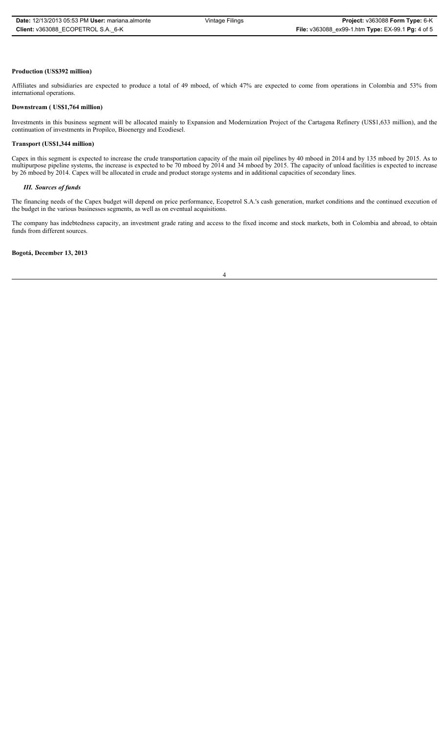**Production (US$392 million)**

Affiliates and subsidiaries are expected to produce a total of 49 mboed, of which 47% are expected to come from operations in Colombia and 53% from international operations.

**Downstream ( US$1,764 million)**

Investments in this business segment will be allocated mainly to Expansion and Modernization Project of the Cartagena Refinery (US$1,633 million), and the continuation of investments in Propilco, Bioenergy and Ecodiesel.

**Transport (US$1,344 million)**

Capex in this segment is expected to increase the crude transportation capacity of the main oil pipelines by 40 mboed in 2014 and by 135 mboed by 2015. As to multipurpose pipeline systems, the increase is expected to be 70 mboed by 2014 and 34 mboed by 2015. The capacity of unload facilities is expected to increase by 26 mboed by 2014. Capex will be allocated in crude and product storage systems and in additional capacities of secondary lines.

***III. Sources of funds***

The financing needs of the Capex budget will depend on price performance, Ecopetrol S.A.'s cash generation, market conditions and the continued execution of the budget in the various businesses segments, as well as on eventual acquisitions.

The company has indebtedness capacity, an investment grade rating and access to the fixed income and stock markets, both in Colombia and abroad, to obtain funds from different sources.

**Bogotá, December 13, 2013**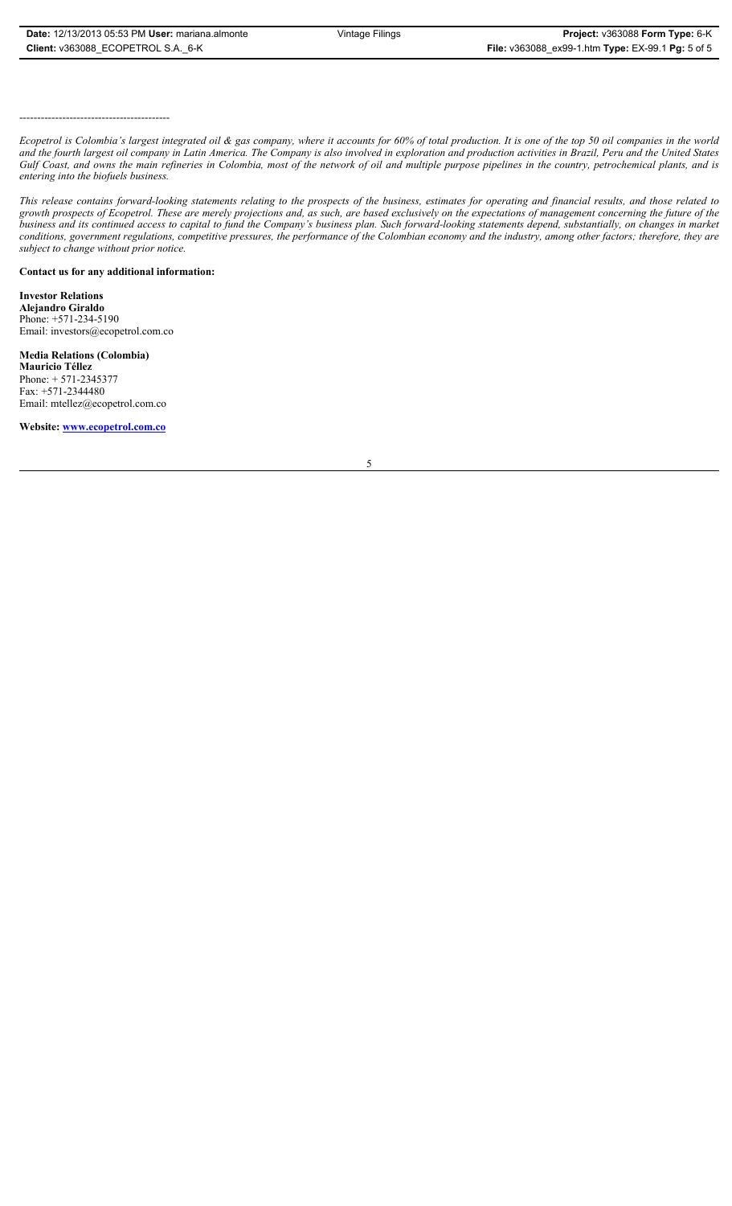-----------------------------------------

*Ecopetrol is Colombia's largest integrated oil & gas company, where it accounts for 60% of total production. It is one of the top 50 oil companies in the world and the fourth largest oil company in Latin America. The Company is also involved in exploration and production activities in Brazil, Peru and the United States Gulf Coast, and owns the main refineries in Colombia, most of the network of oil and multiple purpose pipelines in the country, petrochemical plants, and is entering into the biofuels business.*

*This release contains forward-looking statements relating to the prospects of the business, estimates for operating and financial results, and those related to growth prospects of Ecopetrol. These are merely projections and, as such, are based exclusively on the expectations of management concerning the future of the business and its continued access to capital to fund the Company's business plan. Such forward-looking statements depend, substantially, on changes in market conditions, government regulations, competitive pressures, the performance of the Colombian economy and the industry, among other factors; therefore, they are subject to change without prior notice.*

**Contact us for any additional information:**

**Investor Relations**
**Alejandro Giraldo**
Phone: +571-234-5190
Email: investors@ecopetrol.com.co

**Media Relations (Colombia)**
**Mauricio Téllez**
Phone: + 571-2345377
Fax: +571-2344480
Email: mtellez@ecopetrol.com.co

**Website: www.ecopetrol.com.co**